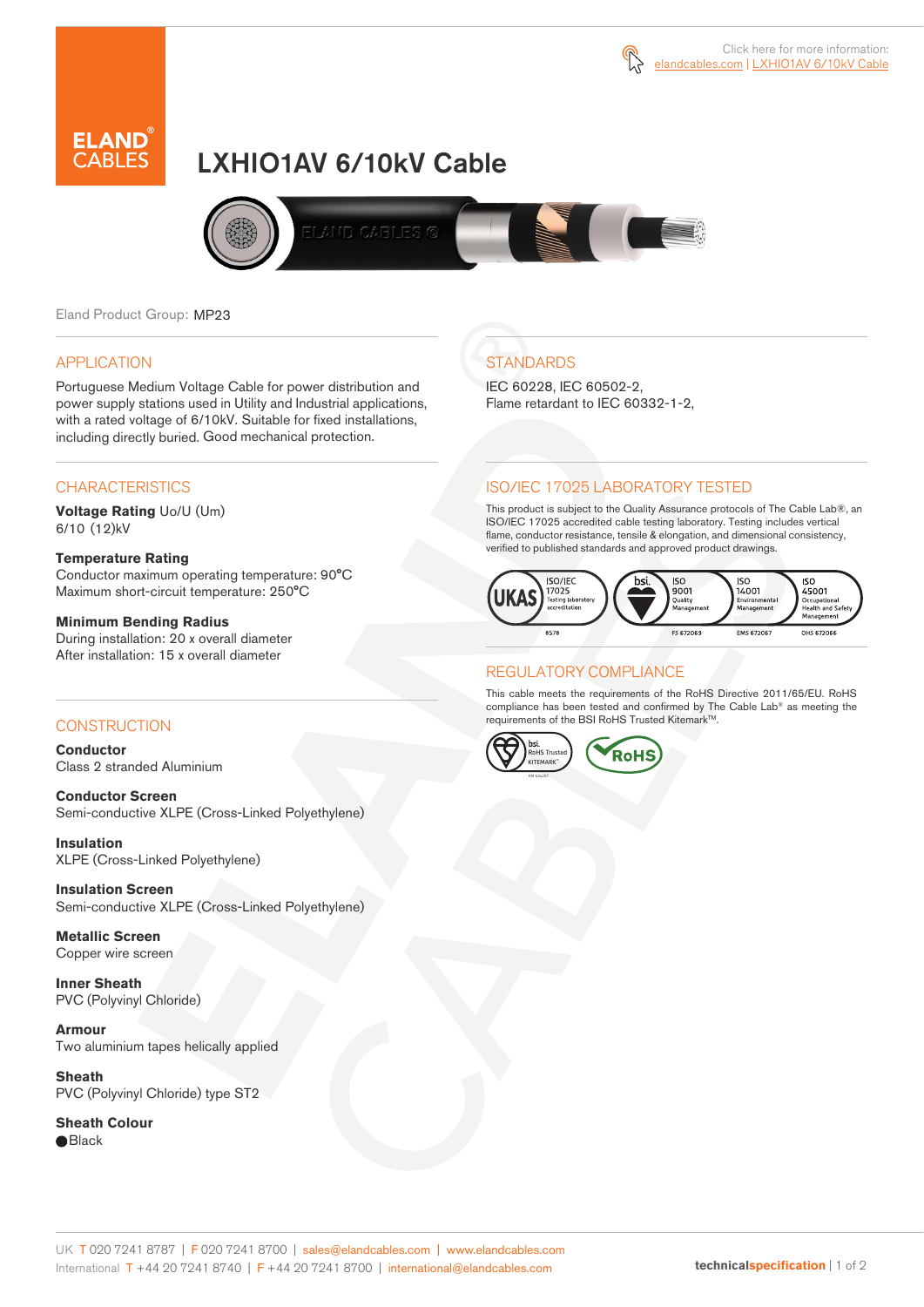Click here for more information: elandcables.com | LXHIO1AV 6/10kV Cable

# LXHIO1AV 6/10kV Cable

Eland Product Group: MP23

## APPLICATION

Portuguese Medium Voltage Cable for power distribution and power supply stations used in Utility and Industrial applications, with a rated voltage of 6/10kV. Suitable for fixed installations, including directly buried. Good mechanical protection.

## CHARACTERISTICS

**Voltage Rating** Uo/U (Um)
6/10 (12)kV

**Temperature Rating**
Conductor maximum operating temperature: 90°C
Maximum short-circuit temperature: 250°C

**Minimum Bending Radius**
During installation: 20 x overall diameter
After installation: 15 x overall diameter

## CONSTRUCTION

**Conductor**
Class 2 stranded Aluminium

**Conductor Screen**
Semi-conductive XLPE (Cross-Linked Polyethylene)

**Insulation**
XLPE (Cross-Linked Polyethylene)

**Insulation Screen**
Semi-conductive XLPE (Cross-Linked Polyethylene)

**Metallic Screen**
Copper wire screen

**Inner Sheath**
PVC (Polyvinyl Chloride)

**Armour**
Two aluminium tapes helically applied

**Sheath**
PVC (Polyvinyl Chloride) type ST2

**Sheath Colour**
● Black

## STANDARDS

IEC 60228, IEC 60502-2,
Flame retardant to IEC 60332-1-2,

## ISO/IEC 17025 LABORATORY TESTED

This product is subject to the Quality Assurance protocols of The Cable Lab®, an ISO/IEC 17025 accredited cable testing laboratory. Testing includes vertical flame, conductor resistance, tensile & elongation, and dimensional consistency, verified to published standards and approved product drawings.

UKAS ISO/IEC 17025 Testing laboratory accreditation 8578 | bsi. ISO 9001 Quality Management FS 672069 | ISO 14001 Environmental Management EMS 672067 | ISO 45001 Occupational Health and Safety Management OHS 672066

## REGULATORY COMPLIANCE

This cable meets the requirements of the RoHS Directive 2011/65/EU. RoHS compliance has been tested and confirmed by The Cable Lab® as meeting the requirements of the BSI RoHS Trusted Kitemark™.

bsi. RoHS Trusted KITEMARK™ | RoHS

UK T 020 7241 8787 | F 020 7241 8700 | sales@elandcables.com | www.elandcables.com
International T +44 20 7241 8740 | F +44 20 7241 8700 | international@elandcables.com

technicalspecification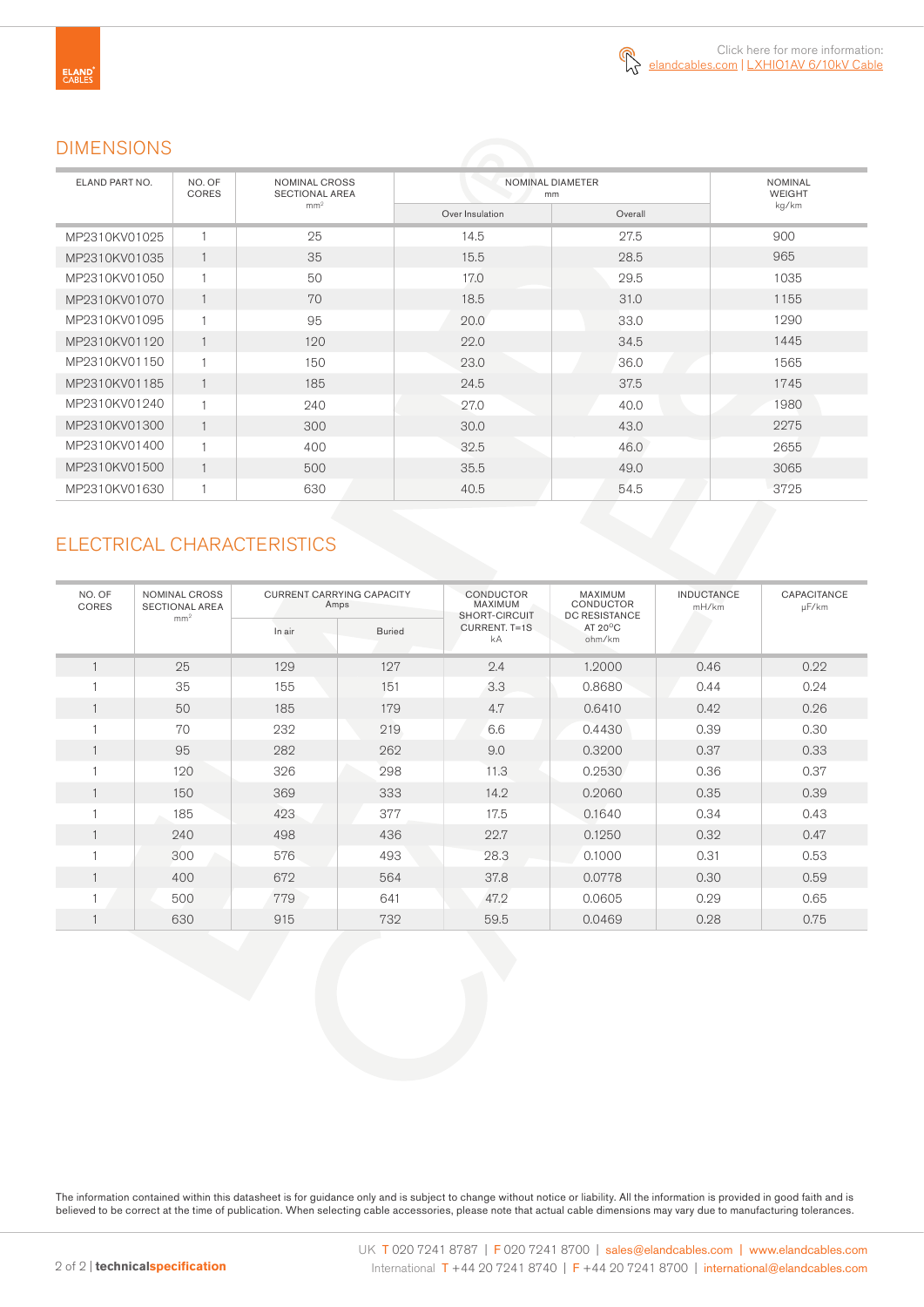Click here for more information: elandcables.com | LXHIO1AV 6/10kV Cable

## DIMENSIONS

| ELAND PART NO. | NO. OF CORES | NOMINAL CROSS SECTIONAL AREA mm² | NOMINAL DIAMETER mm | | NOMINAL WEIGHT kg/km |
|---|---|---|---|---|---|
| | | | Over Insulation | Overall | |
| MP2310KV01025 | 1 | 25 | 14.5 | 27.5 | 900 |
| MP2310KV01035 | 1 | 35 | 15.5 | 28.5 | 965 |
| MP2310KV01050 | 1 | 50 | 17.0 | 29.5 | 1035 |
| MP2310KV01070 | 1 | 70 | 18.5 | 31.0 | 1155 |
| MP2310KV01095 | 1 | 95 | 20.0 | 33.0 | 1290 |
| MP2310KV01120 | 1 | 120 | 22.0 | 34.5 | 1445 |
| MP2310KV01150 | 1 | 150 | 23.0 | 36.0 | 1565 |
| MP2310KV01185 | 1 | 185 | 24.5 | 37.5 | 1745 |
| MP2310KV01240 | 1 | 240 | 27.0 | 40.0 | 1980 |
| MP2310KV01300 | 1 | 300 | 30.0 | 43.0 | 2275 |
| MP2310KV01400 | 1 | 400 | 32.5 | 46.0 | 2655 |
| MP2310KV01500 | 1 | 500 | 35.5 | 49.0 | 3065 |
| MP2310KV01630 | 1 | 630 | 40.5 | 54.5 | 3725 |

## ELECTRICAL CHARACTERISTICS

| NO. OF CORES | NOMINAL CROSS SECTIONAL AREA mm² | CURRENT CARRYING CAPACITY Amps | | CONDUCTOR MAXIMUM SHORT-CIRCUIT CURRENT. T=1S kA | MAXIMUM CONDUCTOR DC RESISTANCE AT 20°C ohm/km | INDUCTANCE mH/km | CAPACITANCE μF/km |
|---|---|---|---|---|---|---|---|
| | | In air | Buried | | | | |
| 1 | 25 | 129 | 127 | 2.4 | 1.2000 | 0.46 | 0.22 |
| 1 | 35 | 155 | 151 | 3.3 | 0.8680 | 0.44 | 0.24 |
| 1 | 50 | 185 | 179 | 4.7 | 0.6410 | 0.42 | 0.26 |
| 1 | 70 | 232 | 219 | 6.6 | 0.4430 | 0.39 | 0.30 |
| 1 | 95 | 282 | 262 | 9.0 | 0.3200 | 0.37 | 0.33 |
| 1 | 120 | 326 | 298 | 11.3 | 0.2530 | 0.36 | 0.37 |
| 1 | 150 | 369 | 333 | 14.2 | 0.2060 | 0.35 | 0.39 |
| 1 | 185 | 423 | 377 | 17.5 | 0.1640 | 0.34 | 0.43 |
| 1 | 240 | 498 | 436 | 22.7 | 0.1250 | 0.32 | 0.47 |
| 1 | 300 | 576 | 493 | 28.3 | 0.1000 | 0.31 | 0.53 |
| 1 | 400 | 672 | 564 | 37.8 | 0.0778 | 0.30 | 0.59 |
| 1 | 500 | 779 | 641 | 47.2 | 0.0605 | 0.29 | 0.65 |
| 1 | 630 | 915 | 732 | 59.5 | 0.0469 | 0.28 | 0.75 |

The information contained within this datasheet is for guidance only and is subject to change without notice or liability. All the information is provided in good faith and is believed to be correct at the time of publication. When selecting cable accessories, please note that actual cable dimensions may vary due to manufacturing tolerances.

UK T 020 7241 8787 | F 020 7241 8700 | sales@elandcables.com | www.elandcables.com
International T +44 20 7241 8740 | F +44 20 7241 8700 | international@elandcables.com